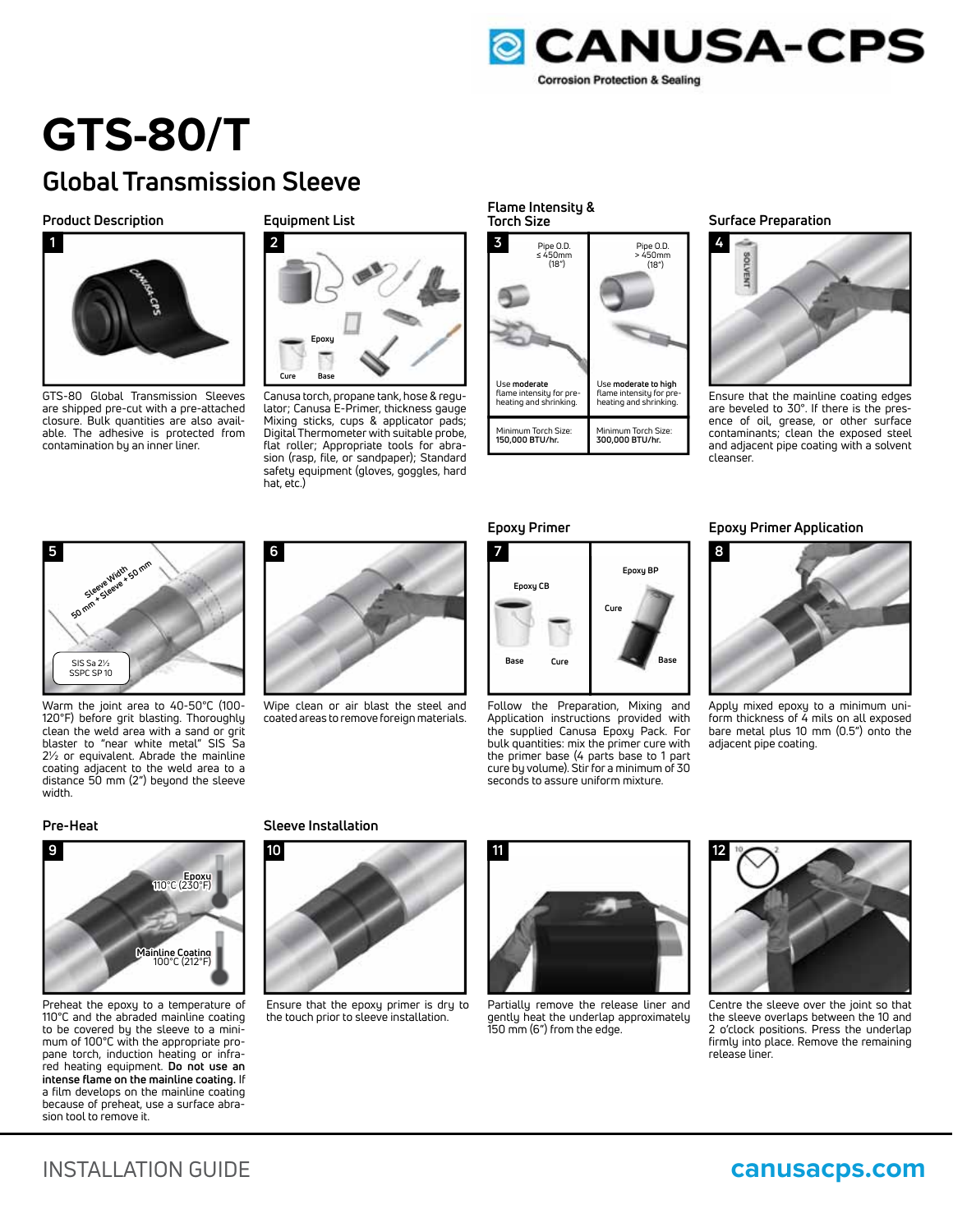# GTS-80/T

## Global Transmission Sleeve

### Product Description

**1**

GTS-80 Global Transmission Sleeves are shipped pre-cut with a pre-attached closure. Bulk quantities are also available. The adhesive is protected from contamination by an inner liner.

### Equipment List

**2**

Canusa torch, propane tank, hose & regulator; Canusa E-Primer, thickness gauge Mixing sticks, cups & applicator pads; Digital Thermometer with suitable probe, flat roller; Appropriate tools for abrasion (rasp, file, or sandpaper); Standard safety equipment (gloves, goggles, hard hat, etc.)

### Flame Intensity & Torch Size

**3**

| Pipe O.D. ≤ 450mm (18") | Pipe O.D. > 450mm (18") |
|---|---|
| Use **moderate** flame intensity for pre-heating and shrinking. | Use **moderate to high** flame intensity for pre-heating and shrinking. |
| Minimum Torch Size: **150,000 BTU/hr.** | Minimum Torch Size: **300,000 BTU/hr.** |

### Surface Preparation

**4**

Ensure that the mainline coating edges are beveled to 30°. If there is the presence of oil, grease, or other surface contaminants; clean the exposed steel and adjacent pipe coating with a solvent cleanser.

**5**

Warm the joint area to 40-50°C (100-120°F) before grit blasting. Thoroughly clean the weld area with a sand or grit blaster to "near white metal" SIS Sa 2½ or equivalent. Abrade the mainline coating adjacent to the weld area to a distance 50 mm (2") beyond the sleeve width.

**6**

Wipe clean or air blast the steel and coated areas to remove foreign materials.

### Epoxy Primer

**7**

Follow the Preparation, Mixing and Application instructions provided with the supplied Canusa Epoxy Pack. For bulk quantities: mix the primer cure with the primer base (4 parts base to 1 part cure by volume). Stir for a minimum of 30 seconds to assure uniform mixture.

### Epoxy Primer Application

**8**

Apply mixed epoxy to a minimum uniform thickness of 4 mils on all exposed bare metal plus 10 mm (0.5") onto the adjacent pipe coating.

### Pre-Heat

**9**

Preheat the epoxy to a temperature of 110°C and the abraded mainline coating to be covered by the sleeve to a minimum of 100°C with the appropriate propane torch, induction heating or infrared heating equipment. **Do not use an intense flame on the mainline coating.** If a film develops on the mainline coating because of preheat, use a surface abrasion tool to remove it.

### Sleeve Installation

**10**

Ensure that the epoxy primer is dry to the touch prior to sleeve installation.

**11**

Partially remove the release liner and gently heat the underlap approximately 150 mm (6") from the edge.

**12**

Centre the sleeve over the joint so that the sleeve overlaps between the 10 and 2 o'clock positions. Press the underlap firmly into place. Remove the remaining release liner.

INSTALLATION GUIDE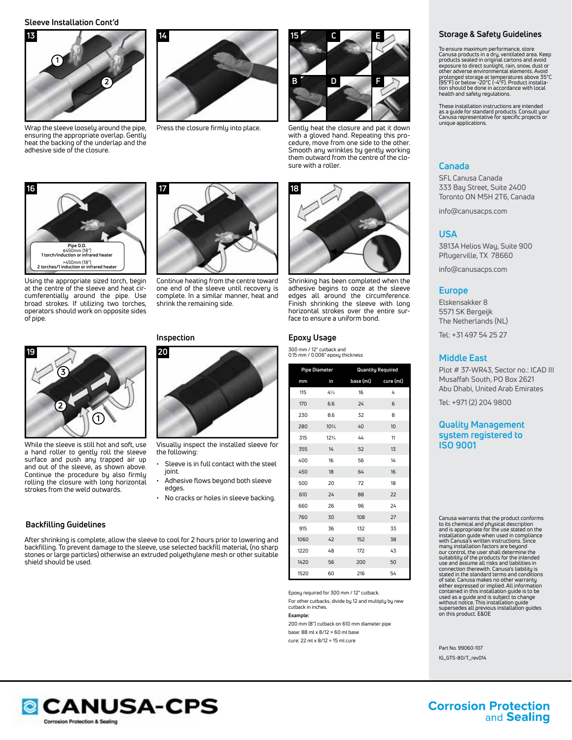## Sleeve Installation Cont'd

13

Wrap the sleeve loosely around the pipe, ensuring the appropriate overlap. Gently heat the backing of the underlap and the adhesive side of the closure.

14

Press the closure firmly into place.

15

Gently heat the closure and pat it down with a gloved hand. Repeating this procedure, move from one side to the other. Smooth any wrinkles by gently working them outward from the centre of the closure with a roller.

16

Pipe O.D.
≤450mm (18")
1 torch/induction or infrared heater
>450mm (18")
2 torches/1 induction or infrared heater

Using the appropriate sized torch, begin at the centre of the sleeve and heat circumferentially around the pipe. Use broad strokes. If utilizing two torches, operators should work on opposite sides of pipe.

17

Continue heating from the centre toward one end of the sleeve until recovery is complete. In a similar manner, heat and shrink the remaining side.

18

Shrinking has been completed when the adhesive begins to ooze at the sleeve edges all around the circumference. Finish shrinking the sleeve with long horizontal strokes over the entire surface to ensure a uniform bond.

19

While the sleeve is still hot and soft, use a hand roller to gently roll the sleeve surface and push any trapped air up and out of the sleeve, as shown above. Continue the procedure by also firmly rolling the closure with long horizontal strokes from the weld outwards.

## Inspection

20

Visually inspect the installed sleeve for the following:

- Sleeve is in full contact with the steel joint.
- Adhesive flows beyond both sleeve edges.
- No cracks or holes in sleeve backing.

## Epoxy Usage

300 mm / 12" cutback and
0.15 mm / 0.006" epoxy thickness

| Pipe Diameter | | Quantity Required | |
|---|---|---|---|
| mm | in | base (ml) | cure (ml) |
| 115 | 4½ | 16 | 4 |
| 170 | 6.6 | 24 | 6 |
| 230 | 8.6 | 32 | 8 |
| 280 | 10¾ | 40 | 10 |
| 315 | 12¾ | 44 | 11 |
| 355 | 14 | 52 | 13 |
| 400 | 16 | 56 | 14 |
| 450 | 18 | 64 | 16 |
| 500 | 20 | 72 | 18 |
| 610 | 24 | 88 | 22 |
| 660 | 26 | 96 | 24 |
| 760 | 30 | 108 | 27 |
| 915 | 36 | 132 | 33 |
| 1060 | 42 | 152 | 38 |
| 1220 | 48 | 172 | 43 |
| 1420 | 56 | 200 | 50 |
| 1520 | 60 | 216 | 54 |

Epoxy required for 300 mm / 12" cutback.

For other cutbacks, divide by 12 and multiply by new cutback in inches.

**Example:**

200 mm (8") cutback on 610 mm diameter pipe

base: 88 ml x 8/12 = 60 ml base

cure: 22 ml x 8/12 = 15 ml cure

## Backfilling Guidelines

After shrinking is complete, allow the sleeve to cool for 2 hours prior to lowering and backfilling. To prevent damage to the sleeve, use selected backfill material, (no sharp stones or large particles) otherwise an extruded polyethylene mesh or other suitable shield should be used.

## Storage & Safety Guidelines

To ensure maximum performance, store Canusa products in a dry, ventilated area. Keep products sealed in original cartons and avoid exposure to direct sunlight, rain, snow, dust or other adverse environmental elements. Avoid prolonged storage at temperatures above 35°C (95°F) or below -20°C (-4°F). Product installation should be done in accordance with local health and safety regulations.

These installation instructions are intended as a guide for standard products. Consult your Canusa representative for specific projects or unique applications.

## Canada

SFL Canusa Canada
333 Bay Street, Suite 2400
Toronto ON M5H 2T6, Canada

info@canusacps.com

## USA

3813A Helios Way, Suite 900
Pflugerville, TX 78660

info@canusacps.com

## Europe

Elskensakker 8
5571 SK Bergeijk
The Netherlands (NL)

Tel: +31 497 54 25 27

## Middle East

Plot # 37-WR43, Sector no.: ICAD III
Musaffah South, PO Box 2621
Abu Dhabi, United Arab Emirates

Tel: +971 (2) 204 9800

## Quality Management system registered to ISO 9001

Canusa warrants that the product conforms to its chemical and physical description and is appropriate for the use stated on the installation guide when used in compliance with Canusa's written instructions. Since many installation factors are beyond our control, the user shall determine the suitability of the products for the intended use and assume all risks and liabilities in connection therewith. Canusa's liability is stated in the standard terms and conditions of sale. Canusa makes no other warranty either expressed or implied. All information contained in this installation guide is to be used as a guide and is subject to change without notice. This installation guide supersedes all previous installation guides on this product. E&OE

Part No. 99060-107

IG_GTS-80/T_rev014

CANUSA-CPS
Corrosion Protection & Sealing

Corrosion Protection and Sealing